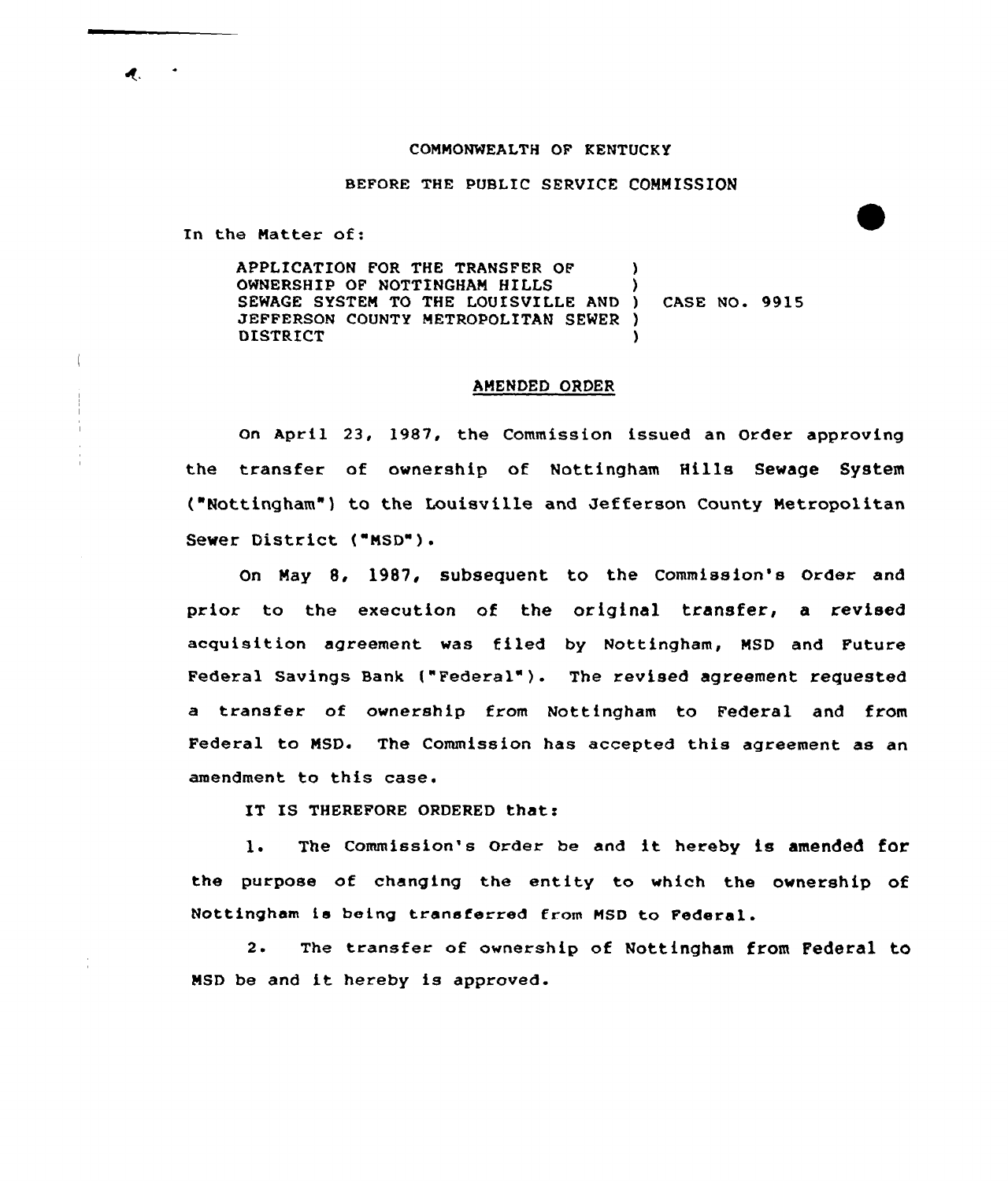COMMONWEALTH OF KENTUCKY

BEFORE THE PUBLIC SERVICE COMMISSION

In the Matter of:

APPLICATION FOR THE TRANSFER OF OWNERSHIP OF NOTTINGHAM HILLS SEWAGE SYSTEM TO THE LOUISVILLE AND JEFFERSON COUNTY METROPOLITAN SEWER DISTRICT ) CASE NO. 9915

## AMENDED ORDER

On April 23, 1987, the Commission issued an Order approving the transfer of ownership of Nottingham Hills Sewage System ("Nottingham") to the Louisville and Jefferson County Metropolitan Sewer District ("MSD").

On May 8, 1987, subsequent to the Commission's Order and prior to the execution of the original transfer, a revised acquisition agreement was filed by Nottingham, MSD and Future Federal Savings Bank ("Federal"). The revised agreement requested a transfer of ownership from Nottingham to Federal and from Federal to MSD. The Commission has accepted this agreement as an amendment to this case.

IT IS THEREFORE ORDERED that:

1. The Commission's Order be and it hereby is amended for the purpose of changing the entity to which the ownership of Nottingham is being transferred from MSD to Federal.

2. The transfer of ownership of Nottingham from Federal to MSD be and it hereby is approved.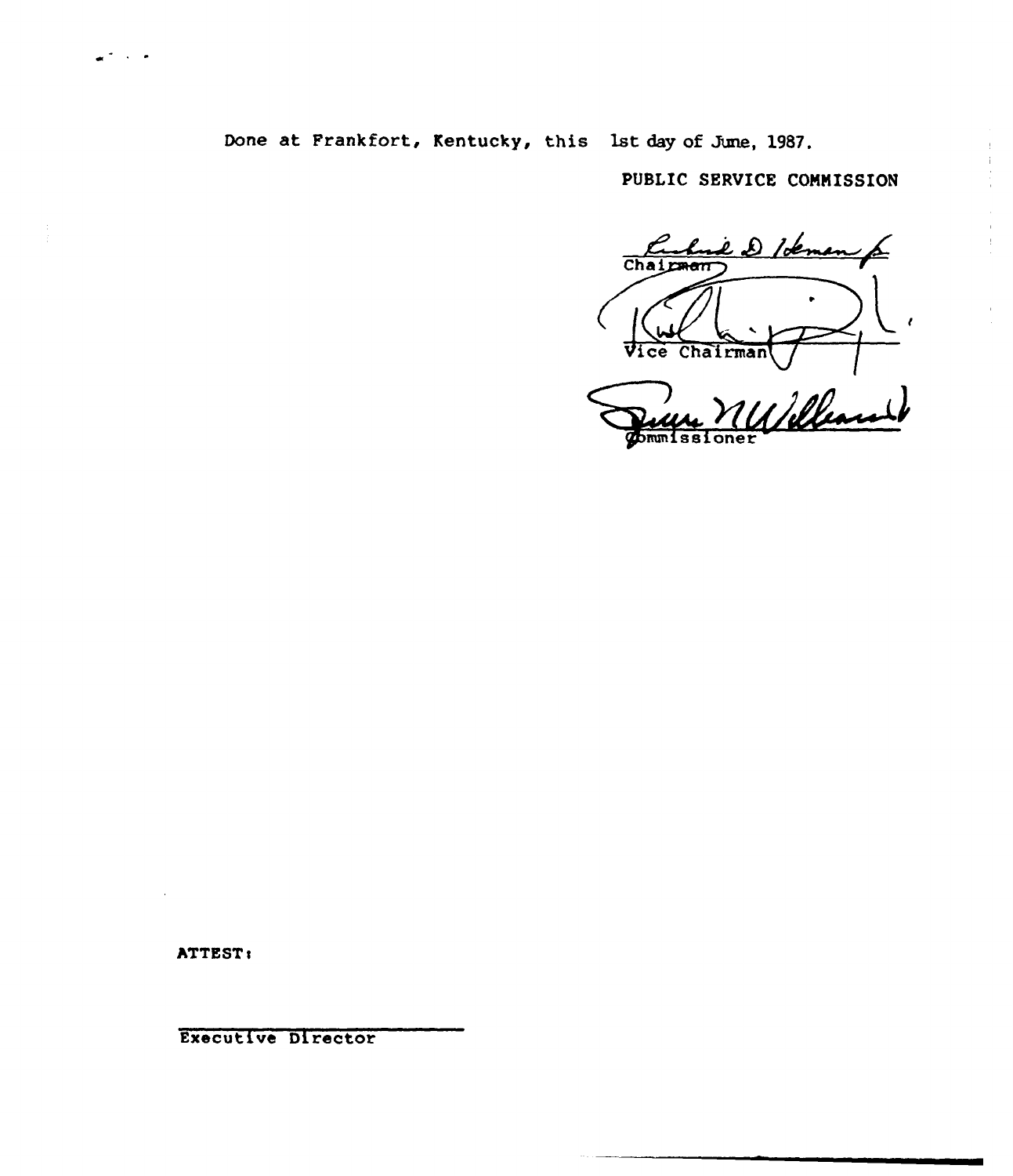Done at Frankfort, Kentucky, this 1st day of June, 1987.

PUBLIC SERVICE COMMISSION

Chairman

Vice Chairman

Commissioner

ATTEST:

Executive Director